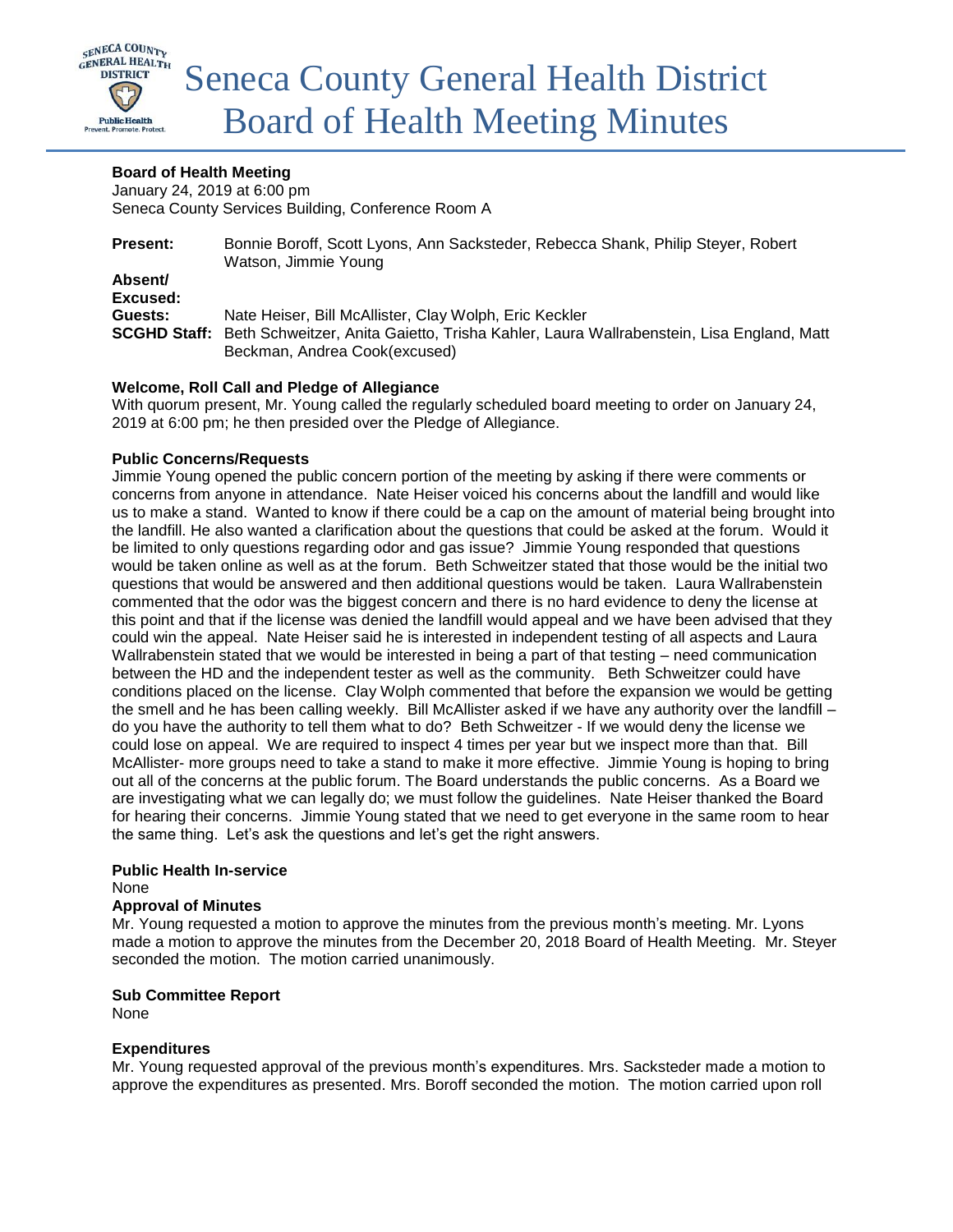# Seneca County General Health District Board of Health Meeting Minutes

**Board of Health Meeting**
January 24, 2019 at 6:00 pm
Seneca County Services Building, Conference Room A

**Present:** Bonnie Boroff, Scott Lyons, Ann Sacksteder, Rebecca Shank, Philip Steyer, Robert Watson, Jimmie Young
**Absent/ Excused:**
**Guests:** Nate Heiser, Bill McAllister, Clay Wolph, Eric Keckler
**SCGHD Staff:** Beth Schweitzer, Anita Gaietto, Trisha Kahler, Laura Wallrabenstein, Lisa England, Matt Beckman, Andrea Cook(excused)

**Welcome, Roll Call and Pledge of Allegiance**
With quorum present, Mr. Young called the regularly scheduled board meeting to order on January 24, 2019 at 6:00 pm; he then presided over the Pledge of Allegiance.

**Public Concerns/Requests**
Jimmie Young opened the public concern portion of the meeting by asking if there were comments or concerns from anyone in attendance. Nate Heiser voiced his concerns about the landfill and would like us to make a stand. Wanted to know if there could be a cap on the amount of material being brought into the landfill. He also wanted a clarification about the questions that could be asked at the forum. Would it be limited to only questions regarding odor and gas issue? Jimmie Young responded that questions would be taken online as well as at the forum. Beth Schweitzer stated that those would be the initial two questions that would be answered and then additional questions would be taken. Laura Wallrabenstein commented that the odor was the biggest concern and there is no hard evidence to deny the license at this point and that if the license was denied the landfill would appeal and we have been advised that they could win the appeal. Nate Heiser said he is interested in independent testing of all aspects and Laura Wallrabenstein stated that we would be interested in being a part of that testing – need communication between the HD and the independent tester as well as the community. Beth Schweitzer could have conditions placed on the license. Clay Wolph commented that before the expansion we would be getting the smell and he has been calling weekly. Bill McAllister asked if we have any authority over the landfill – do you have the authority to tell them what to do? Beth Schweitzer - If we would deny the license we could lose on appeal. We are required to inspect 4 times per year but we inspect more than that. Bill McAllister- more groups need to take a stand to make it more effective. Jimmie Young is hoping to bring out all of the concerns at the public forum. The Board understands the public concerns. As a Board we are investigating what we can legally do; we must follow the guidelines. Nate Heiser thanked the Board for hearing their concerns. Jimmie Young stated that we need to get everyone in the same room to hear the same thing. Let's ask the questions and let's get the right answers.

**Public Health In-service**
None

**Approval of Minutes**
Mr. Young requested a motion to approve the minutes from the previous month's meeting. Mr. Lyons made a motion to approve the minutes from the December 20, 2018 Board of Health Meeting. Mr. Steyer seconded the motion. The motion carried unanimously.

**Sub Committee Report**
None

**Expenditures**
Mr. Young requested approval of the previous month's expenditures. Mrs. Sacksteder made a motion to approve the expenditures as presented. Mrs. Boroff seconded the motion. The motion carried upon roll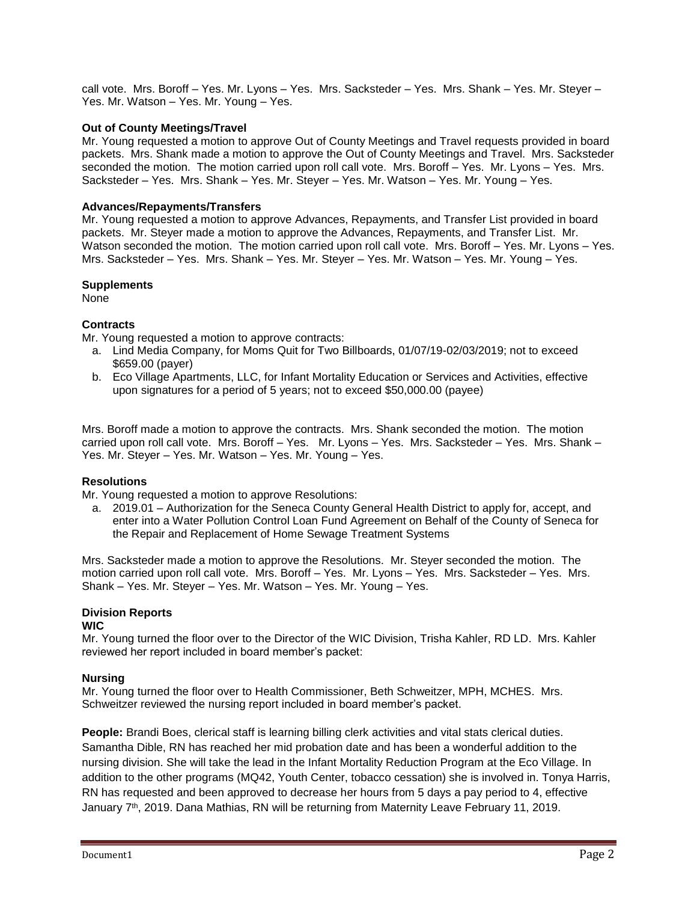call vote. Mrs. Boroff – Yes. Mr. Lyons – Yes. Mrs. Sacksteder – Yes. Mrs. Shank – Yes. Mr. Steyer – Yes. Mr. Watson – Yes. Mr. Young – Yes.

**Out of County Meetings/Travel**

Mr. Young requested a motion to approve Out of County Meetings and Travel requests provided in board packets. Mrs. Shank made a motion to approve the Out of County Meetings and Travel. Mrs. Sacksteder seconded the motion. The motion carried upon roll call vote. Mrs. Boroff – Yes. Mr. Lyons – Yes. Mrs. Sacksteder – Yes. Mrs. Shank – Yes. Mr. Steyer – Yes. Mr. Watson – Yes. Mr. Young – Yes.

**Advances/Repayments/Transfers**

Mr. Young requested a motion to approve Advances, Repayments, and Transfer List provided in board packets. Mr. Steyer made a motion to approve the Advances, Repayments, and Transfer List. Mr. Watson seconded the motion. The motion carried upon roll call vote. Mrs. Boroff – Yes. Mr. Lyons – Yes. Mrs. Sacksteder – Yes. Mrs. Shank – Yes. Mr. Steyer – Yes. Mr. Watson – Yes. Mr. Young – Yes.

**Supplements**

None

**Contracts**

Mr. Young requested a motion to approve contracts:

a. Lind Media Company, for Moms Quit for Two Billboards, 01/07/19-02/03/2019; not to exceed $659.00 (payer)
b. Eco Village Apartments, LLC, for Infant Mortality Education or Services and Activities, effective upon signatures for a period of 5 years; not to exceed $50,000.00 (payee)

Mrs. Boroff made a motion to approve the contracts. Mrs. Shank seconded the motion. The motion carried upon roll call vote. Mrs. Boroff – Yes. Mr. Lyons – Yes. Mrs. Sacksteder – Yes. Mrs. Shank – Yes. Mr. Steyer – Yes. Mr. Watson – Yes. Mr. Young – Yes.

**Resolutions**

Mr. Young requested a motion to approve Resolutions:

a. 2019.01 – Authorization for the Seneca County General Health District to apply for, accept, and enter into a Water Pollution Control Loan Fund Agreement on Behalf of the County of Seneca for the Repair and Replacement of Home Sewage Treatment Systems

Mrs. Sacksteder made a motion to approve the Resolutions. Mr. Steyer seconded the motion. The motion carried upon roll call vote. Mrs. Boroff – Yes. Mr. Lyons – Yes. Mrs. Sacksteder – Yes. Mrs. Shank – Yes. Mr. Steyer – Yes. Mr. Watson – Yes. Mr. Young – Yes.

**Division Reports**

**WIC**

Mr. Young turned the floor over to the Director of the WIC Division, Trisha Kahler, RD LD. Mrs. Kahler reviewed her report included in board member's packet:

**Nursing**

Mr. Young turned the floor over to Health Commissioner, Beth Schweitzer, MPH, MCHES. Mrs. Schweitzer reviewed the nursing report included in board member's packet.

**People:** Brandi Boes, clerical staff is learning billing clerk activities and vital stats clerical duties. Samantha Dible, RN has reached her mid probation date and has been a wonderful addition to the nursing division. She will take the lead in the Infant Mortality Reduction Program at the Eco Village. In addition to the other programs (MQ42, Youth Center, tobacco cessation) she is involved in. Tonya Harris, RN has requested and been approved to decrease her hours from 5 days a pay period to 4, effective January 7th, 2019. Dana Mathias, RN will be returning from Maternity Leave February 11, 2019.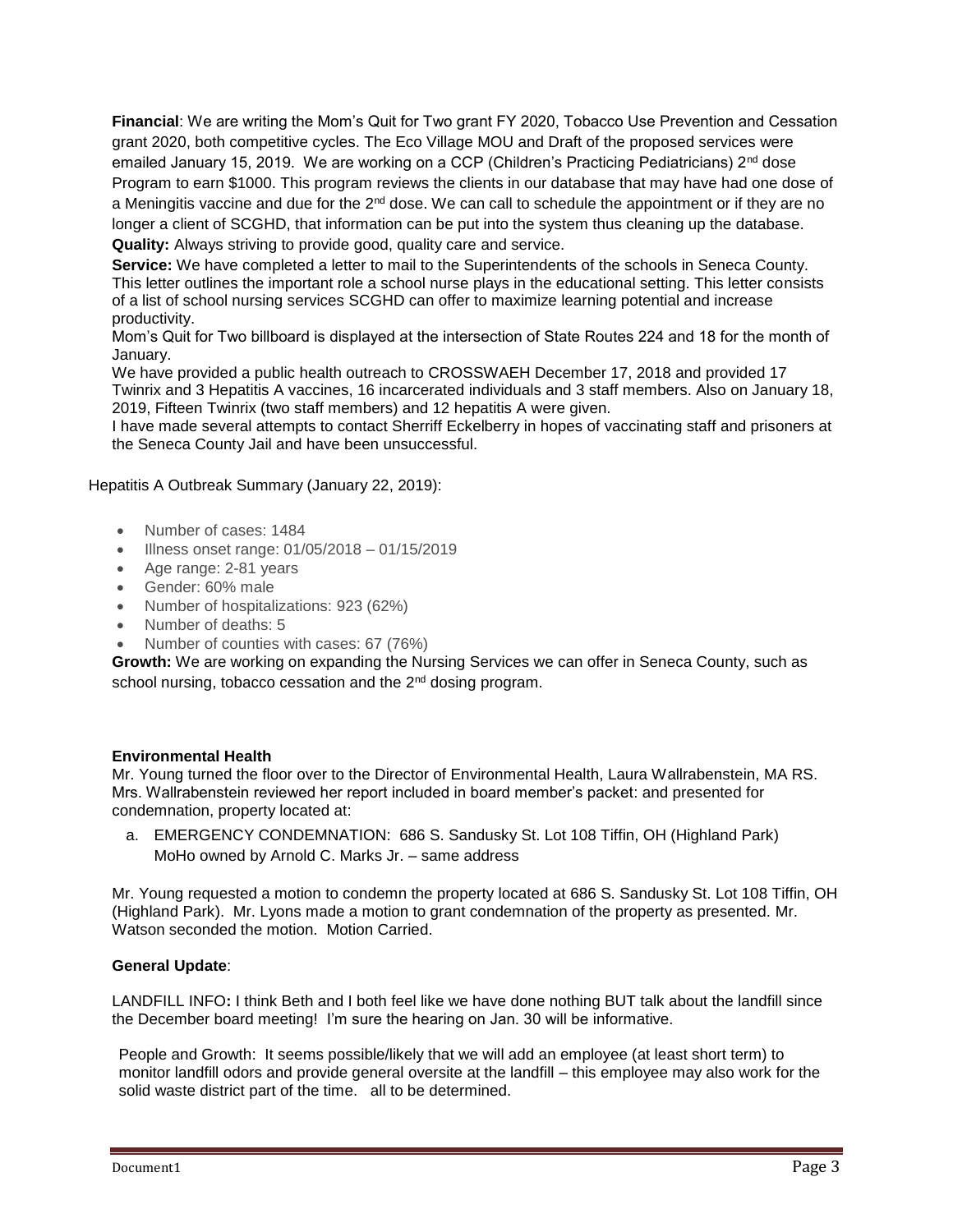**Financial**: We are writing the Mom's Quit for Two grant FY 2020, Tobacco Use Prevention and Cessation grant 2020, both competitive cycles. The Eco Village MOU and Draft of the proposed services were emailed January 15, 2019. We are working on a CCP (Children's Practicing Pediatricians) 2nd dose Program to earn $1000. This program reviews the clients in our database that may have had one dose of a Meningitis vaccine and due for the 2nd dose. We can call to schedule the appointment or if they are no longer a client of SCGHD, that information can be put into the system thus cleaning up the database.

**Quality:** Always striving to provide good, quality care and service.

**Service:** We have completed a letter to mail to the Superintendents of the schools in Seneca County. This letter outlines the important role a school nurse plays in the educational setting. This letter consists of a list of school nursing services SCGHD can offer to maximize learning potential and increase productivity.

Mom's Quit for Two billboard is displayed at the intersection of State Routes 224 and 18 for the month of January.

We have provided a public health outreach to CROSSWAEH December 17, 2018 and provided 17 Twinrix and 3 Hepatitis A vaccines, 16 incarcerated individuals and 3 staff members. Also on January 18, 2019, Fifteen Twinrix (two staff members) and 12 hepatitis A were given.

I have made several attempts to contact Sherriff Eckelberry in hopes of vaccinating staff and prisoners at the Seneca County Jail and have been unsuccessful.

Hepatitis A Outbreak Summary (January 22, 2019):

- Number of cases: 1484
- Illness onset range: 01/05/2018 – 01/15/2019
- Age range: 2-81 years
- Gender: 60% male
- Number of hospitalizations: 923 (62%)
- Number of deaths: 5
- Number of counties with cases: 67 (76%)

**Growth:** We are working on expanding the Nursing Services we can offer in Seneca County, such as school nursing, tobacco cessation and the 2nd dosing program.

#### Environmental Health

Mr. Young turned the floor over to the Director of Environmental Health, Laura Wallrabenstein, MA RS. Mrs. Wallrabenstein reviewed her report included in board member's packet: and presented for condemnation, property located at:

a. EMERGENCY CONDEMNATION: 686 S. Sandusky St. Lot 108 Tiffin, OH (Highland Park) MoHo owned by Arnold C. Marks Jr. – same address

Mr. Young requested a motion to condemn the property located at 686 S. Sandusky St. Lot 108 Tiffin, OH (Highland Park). Mr. Lyons made a motion to grant condemnation of the property as presented. Mr. Watson seconded the motion. Motion Carried.

**General Update**:

LANDFILL INFO**:** I think Beth and I both feel like we have done nothing BUT talk about the landfill since the December board meeting! I'm sure the hearing on Jan. 30 will be informative.

People and Growth: It seems possible/likely that we will add an employee (at least short term) to monitor landfill odors and provide general oversite at the landfill – this employee may also work for the solid waste district part of the time. all to be determined.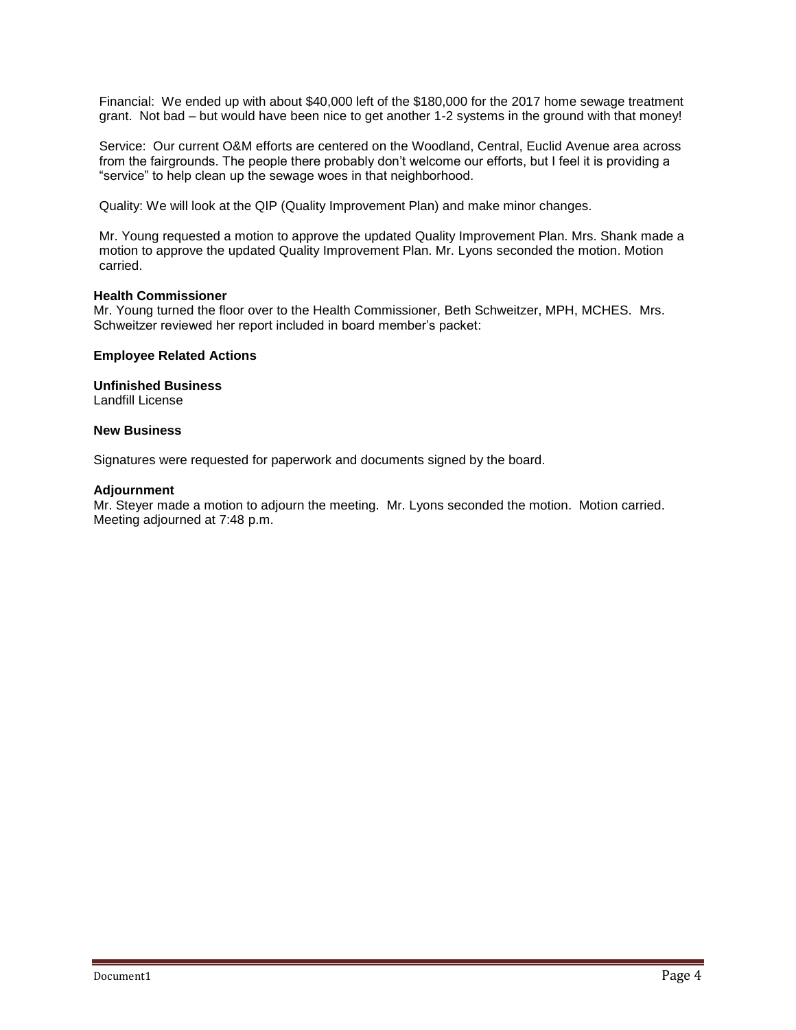Financial: We ended up with about $40,000 left of the $180,000 for the 2017 home sewage treatment grant. Not bad – but would have been nice to get another 1-2 systems in the ground with that money!

Service: Our current O&M efforts are centered on the Woodland, Central, Euclid Avenue area across from the fairgrounds. The people there probably don't welcome our efforts, but I feel it is providing a "service" to help clean up the sewage woes in that neighborhood.

Quality: We will look at the QIP (Quality Improvement Plan) and make minor changes.

Mr. Young requested a motion to approve the updated Quality Improvement Plan. Mrs. Shank made a motion to approve the updated Quality Improvement Plan. Mr. Lyons seconded the motion. Motion carried.

**Health Commissioner**

Mr. Young turned the floor over to the Health Commissioner, Beth Schweitzer, MPH, MCHES. Mrs. Schweitzer reviewed her report included in board member's packet:

**Employee Related Actions**

**Unfinished Business**

Landfill License

**New Business**

Signatures were requested for paperwork and documents signed by the board.

**Adjournment**

Mr. Steyer made a motion to adjourn the meeting. Mr. Lyons seconded the motion. Motion carried. Meeting adjourned at 7:48 p.m.